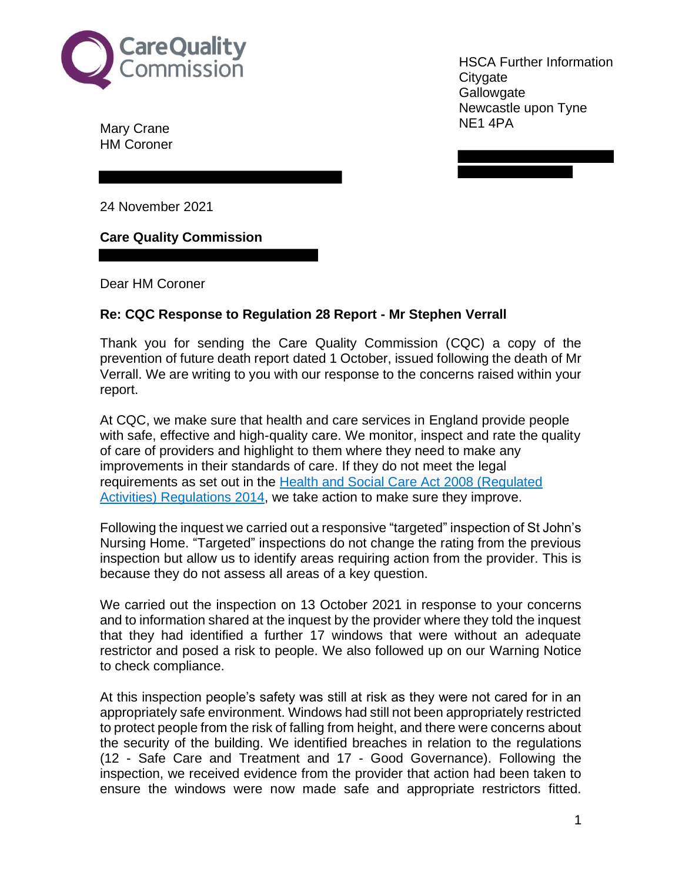Care Quality Commission

HSCA Further Information
Citygate
Gallowgate
Newcastle upon Tyne
NE1 4PA

Mary Crane
HM Coroner

24 November 2021

**Care Quality Commission**

Dear HM Coroner

**Re: CQC Response to Regulation 28 Report - Mr Stephen Verrall**

Thank you for sending the Care Quality Commission (CQC) a copy of the prevention of future death report dated 1 October, issued following the death of Mr Verrall. We are writing to you with our response to the concerns raised within your report.

At CQC, we make sure that health and care services in England provide people with safe, effective and high-quality care. We monitor, inspect and rate the quality of care of providers and highlight to them where they need to make any improvements in their standards of care. If they do not meet the legal requirements as set out in the Health and Social Care Act 2008 (Regulated Activities) Regulations 2014, we take action to make sure they improve.

Following the inquest we carried out a responsive "targeted" inspection of St John's Nursing Home. "Targeted" inspections do not change the rating from the previous inspection but allow us to identify areas requiring action from the provider. This is because they do not assess all areas of a key question.

We carried out the inspection on 13 October 2021 in response to your concerns and to information shared at the inquest by the provider where they told the inquest that they had identified a further 17 windows that were without an adequate restrictor and posed a risk to people. We also followed up on our Warning Notice to check compliance.

At this inspection people's safety was still at risk as they were not cared for in an appropriately safe environment. Windows had still not been appropriately restricted to protect people from the risk of falling from height, and there were concerns about the security of the building. We identified breaches in relation to the regulations (12 - Safe Care and Treatment and 17 - Good Governance). Following the inspection, we received evidence from the provider that action had been taken to ensure the windows were now made safe and appropriate restrictors fitted.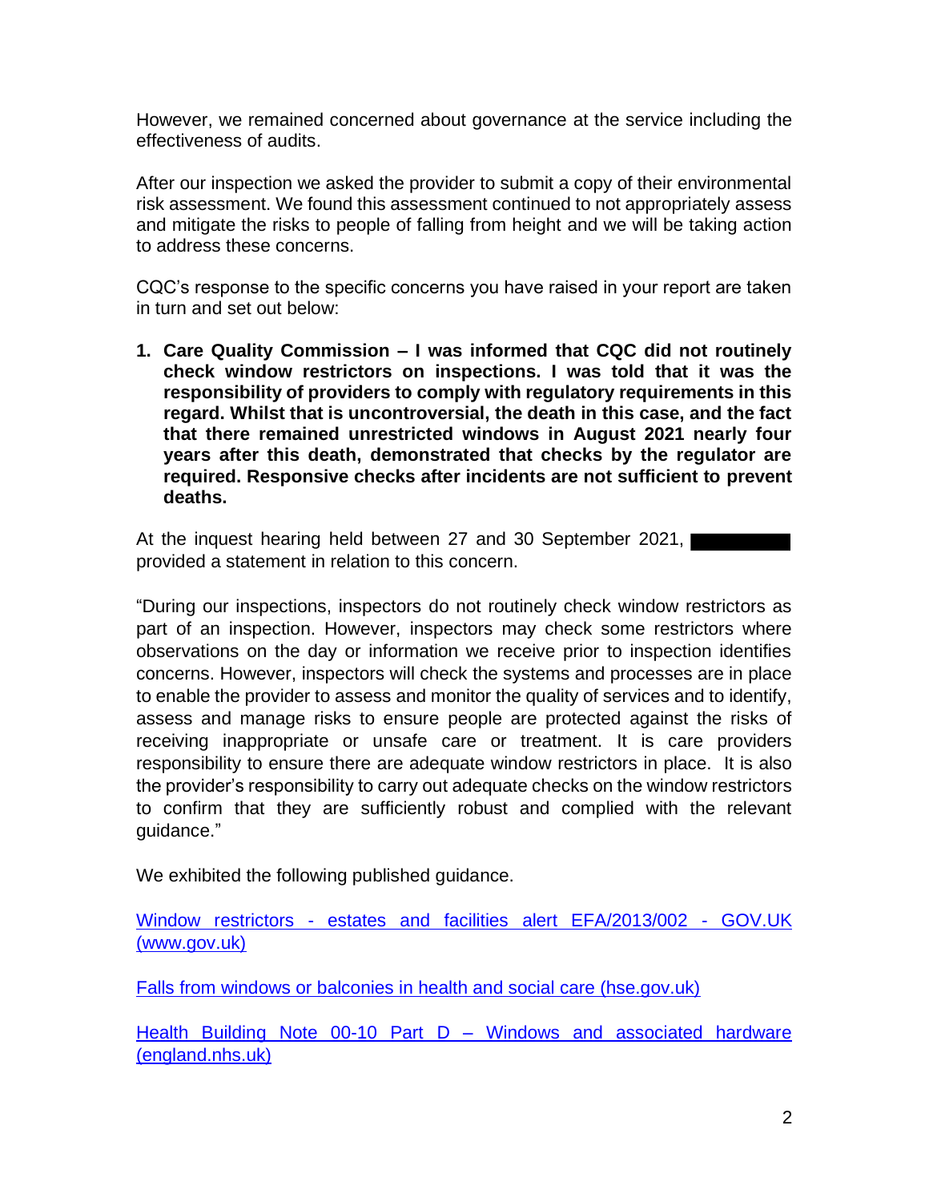However, we remained concerned about governance at the service including the effectiveness of audits.

After our inspection we asked the provider to submit a copy of their environmental risk assessment. We found this assessment continued to not appropriately assess and mitigate the risks to people of falling from height and we will be taking action to address these concerns.

CQC's response to the specific concerns you have raised in your report are taken in turn and set out below:

1. **Care Quality Commission – I was informed that CQC did not routinely check window restrictors on inspections. I was told that it was the responsibility of providers to comply with regulatory requirements in this regard. Whilst that is uncontroversial, the death in this case, and the fact that there remained unrestricted windows in August 2021 nearly four years after this death, demonstrated that checks by the regulator are required. Responsive checks after incidents are not sufficient to prevent deaths.**

At the inquest hearing held between 27 and 30 September 2021, [REDACTED] provided a statement in relation to this concern.

"During our inspections, inspectors do not routinely check window restrictors as part of an inspection. However, inspectors may check some restrictors where observations on the day or information we receive prior to inspection identifies concerns. However, inspectors will check the systems and processes are in place to enable the provider to assess and monitor the quality of services and to identify, assess and manage risks to ensure people are protected against the risks of receiving inappropriate or unsafe care or treatment. It is care providers responsibility to ensure there are adequate window restrictors in place. It is also the provider's responsibility to carry out adequate checks on the window restrictors to confirm that they are sufficiently robust and complied with the relevant guidance."

We exhibited the following published guidance.

Window restrictors - estates and facilities alert EFA/2013/002 - GOV.UK (www.gov.uk)

Falls from windows or balconies in health and social care (hse.gov.uk)

Health Building Note 00-10 Part D – Windows and associated hardware (england.nhs.uk)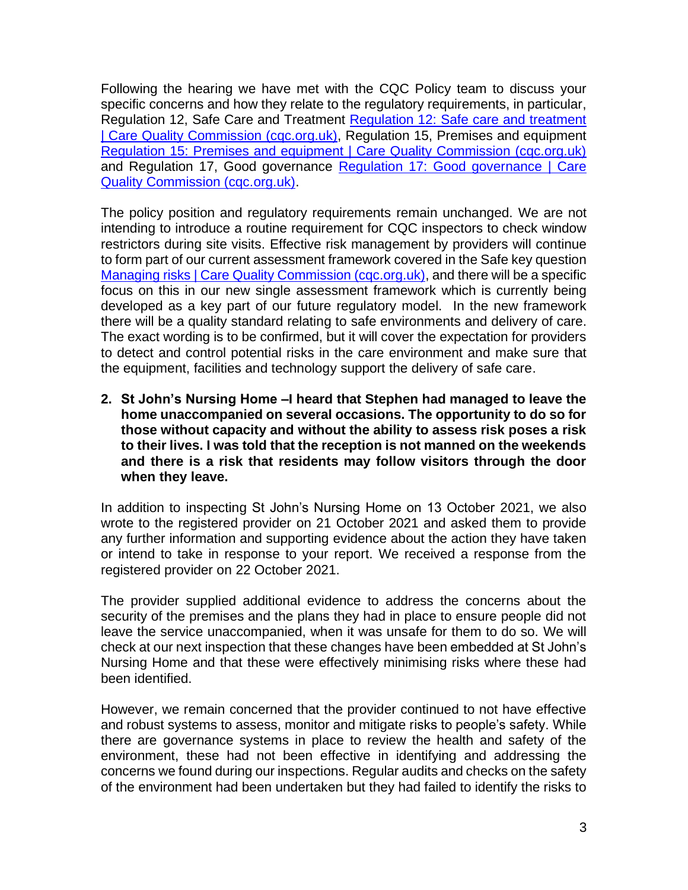Following the hearing we have met with the CQC Policy team to discuss your specific concerns and how they relate to the regulatory requirements, in particular, Regulation 12, Safe Care and Treatment [Regulation 12: Safe care and treatment | Care Quality Commission (cqc.org.uk)](), Regulation 15, Premises and equipment [Regulation 15: Premises and equipment | Care Quality Commission (cqc.org.uk)]() and Regulation 17, Good governance [Regulation 17: Good governance | Care Quality Commission (cqc.org.uk)]().

The policy position and regulatory requirements remain unchanged. We are not intending to introduce a routine requirement for CQC inspectors to check window restrictors during site visits. Effective risk management by providers will continue to form part of our current assessment framework covered in the Safe key question [Managing risks | Care Quality Commission (cqc.org.uk)](), and there will be a specific focus on this in our new single assessment framework which is currently being developed as a key part of our future regulatory model. In the new framework there will be a quality standard relating to safe environments and delivery of care. The exact wording is to be confirmed, but it will cover the expectation for providers to detect and control potential risks in the care environment and make sure that the equipment, facilities and technology support the delivery of safe care.

2. **St John's Nursing Home –I heard that Stephen had managed to leave the home unaccompanied on several occasions. The opportunity to do so for those without capacity and without the ability to assess risk poses a risk to their lives. I was told that the reception is not manned on the weekends and there is a risk that residents may follow visitors through the door when they leave.**

In addition to inspecting St John's Nursing Home on 13 October 2021, we also wrote to the registered provider on 21 October 2021 and asked them to provide any further information and supporting evidence about the action they have taken or intend to take in response to your report. We received a response from the registered provider on 22 October 2021.

The provider supplied additional evidence to address the concerns about the security of the premises and the plans they had in place to ensure people did not leave the service unaccompanied, when it was unsafe for them to do so. We will check at our next inspection that these changes have been embedded at St John's Nursing Home and that these were effectively minimising risks where these had been identified.

However, we remain concerned that the provider continued to not have effective and robust systems to assess, monitor and mitigate risks to people's safety. While there are governance systems in place to review the health and safety of the environment, these had not been effective in identifying and addressing the concerns we found during our inspections. Regular audits and checks on the safety of the environment had been undertaken but they had failed to identify the risks to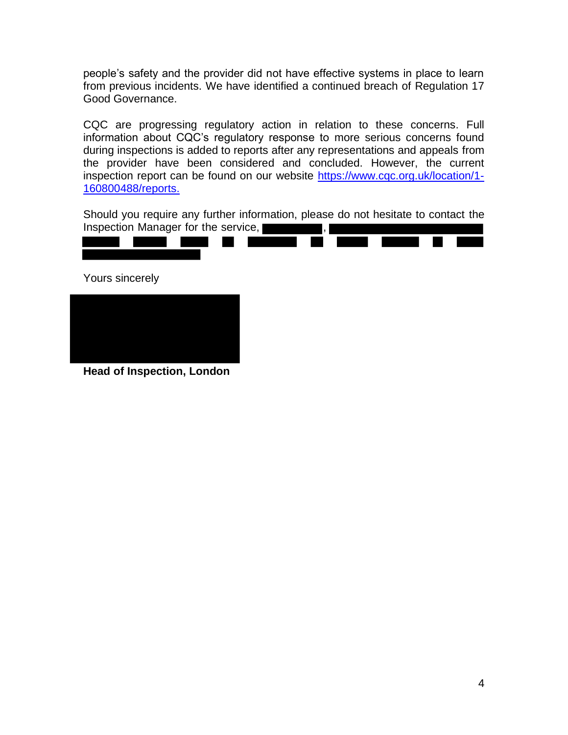people's safety and the provider did not have effective systems in place to learn from previous incidents. We have identified a continued breach of Regulation 17 Good Governance.

CQC are progressing regulatory action in relation to these concerns. Full information about CQC's regulatory response to more serious concerns found during inspections is added to reports after any representations and appeals from the provider have been considered and concluded. However, the current inspection report can be found on our website https://www.cqc.org.uk/location/1-160800488/reports.

Should you require any further information, please do not hesitate to contact the Inspection Manager for the service, [redacted], [redacted]

Yours sincerely

[redacted]

**Head of Inspection, London**